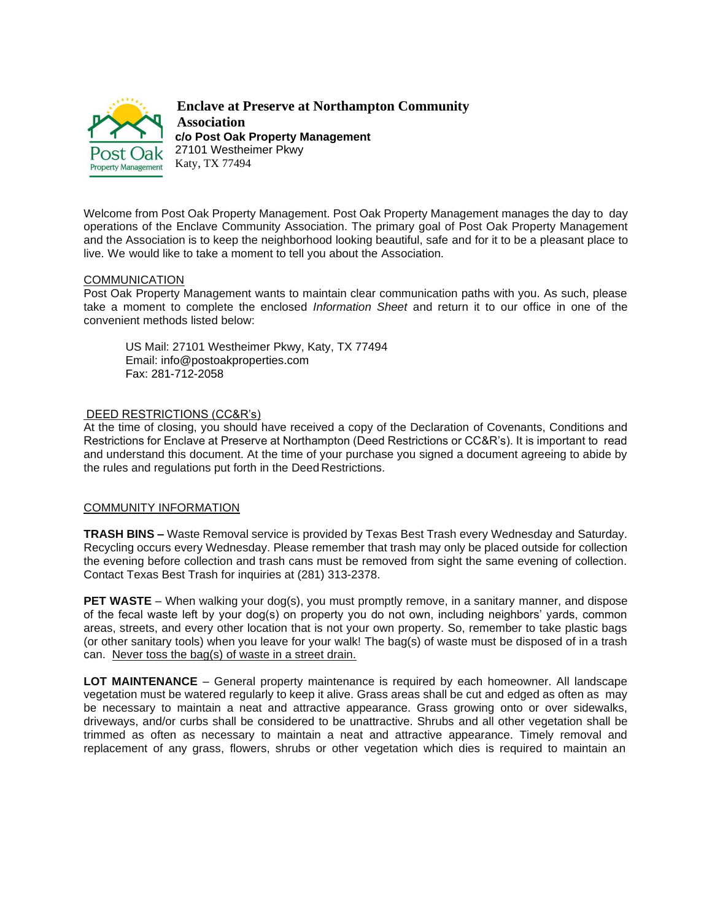**Enclave at Preserve at Northampton Community Association**
**c/o Post Oak Property Management**
27101 Westheimer Pkwy
Katy, TX 77494

Welcome from Post Oak Property Management. Post Oak Property Management manages the day to day operations of the Enclave Community Association. The primary goal of Post Oak Property Management and the Association is to keep the neighborhood looking beautiful, safe and for it to be a pleasant place to live. We would like to take a moment to tell you about the Association.

## COMMUNICATION

Post Oak Property Management wants to maintain clear communication paths with you. As such, please take a moment to complete the enclosed *Information Sheet* and return it to our office in one of the convenient methods listed below:

> US Mail: 27101 Westheimer Pkwy, Katy, TX 77494
> Email: info@postoakproperties.com
> Fax: 281-712-2058

## DEED RESTRICTIONS (CC&R's)

At the time of closing, you should have received a copy of the Declaration of Covenants, Conditions and Restrictions for Enclave at Preserve at Northampton (Deed Restrictions or CC&R's). It is important to read and understand this document. At the time of your purchase you signed a document agreeing to abide by the rules and regulations put forth in the Deed Restrictions.

## COMMUNITY INFORMATION

**TRASH BINS –** Waste Removal service is provided by Texas Best Trash every Wednesday and Saturday. Recycling occurs every Wednesday. Please remember that trash may only be placed outside for collection the evening before collection and trash cans must be removed from sight the same evening of collection. Contact Texas Best Trash for inquiries at (281) 313-2378.

**PET WASTE** – When walking your dog(s), you must promptly remove, in a sanitary manner, and dispose of the fecal waste left by your dog(s) on property you do not own, including neighbors' yards, common areas, streets, and every other location that is not your own property. So, remember to take plastic bags (or other sanitary tools) when you leave for your walk! The bag(s) of waste must be disposed of in a trash can. <u>Never toss the bag(s) of waste in a street drain.</u>

**LOT MAINTENANCE** – General property maintenance is required by each homeowner. All landscape vegetation must be watered regularly to keep it alive. Grass areas shall be cut and edged as often as may be necessary to maintain a neat and attractive appearance. Grass growing onto or over sidewalks, driveways, and/or curbs shall be considered to be unattractive. Shrubs and all other vegetation shall be trimmed as often as necessary to maintain a neat and attractive appearance. Timely removal and replacement of any grass, flowers, shrubs or other vegetation which dies is required to maintain an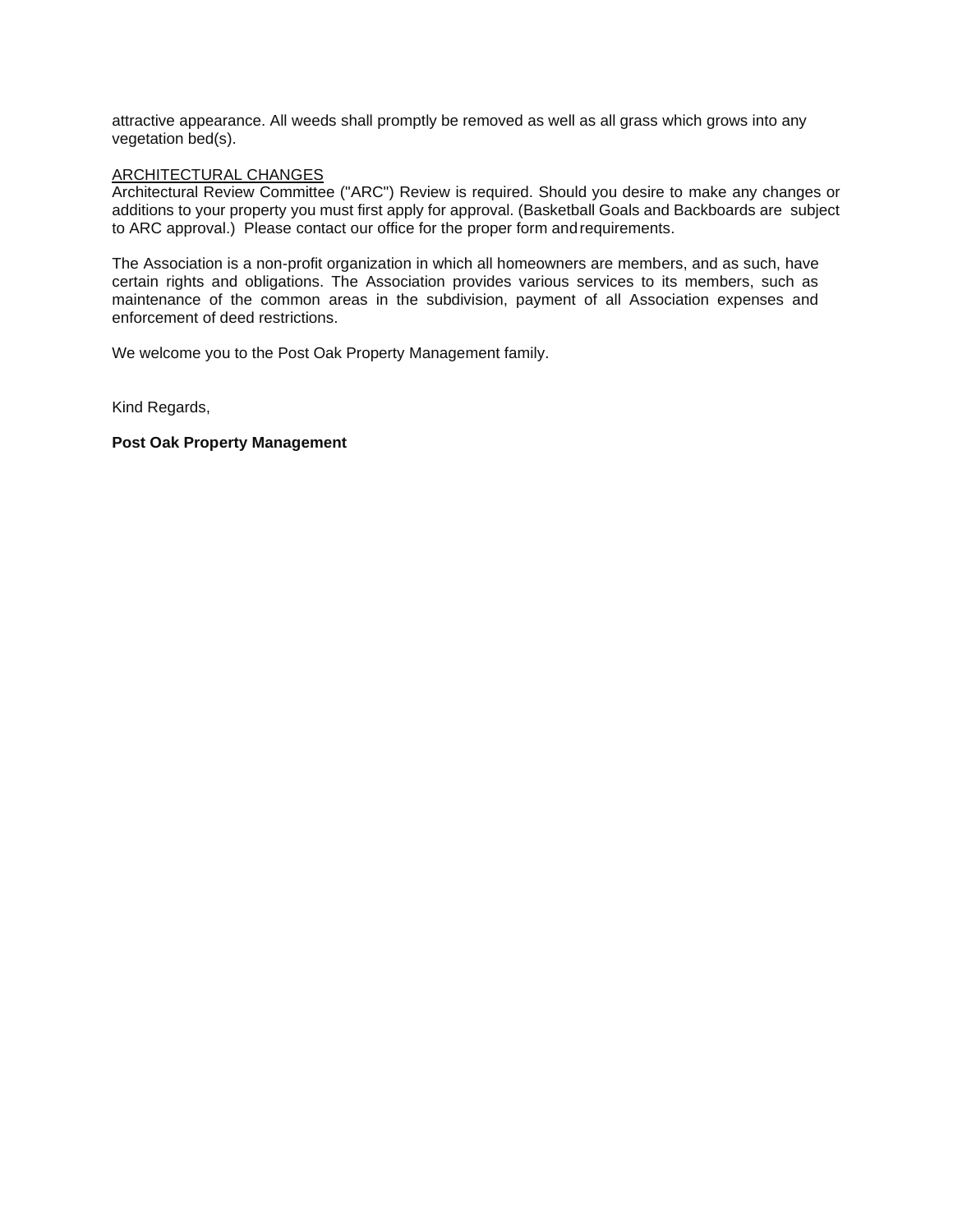attractive appearance. All weeds shall promptly be removed as well as all grass which grows into any vegetation bed(s).

ARCHITECTURAL CHANGES

Architectural Review Committee ("ARC") Review is required. Should you desire to make any changes or additions to your property you must first apply for approval. (Basketball Goals and Backboards are subject to ARC approval.) Please contact our office for the proper form and requirements.

The Association is a non-profit organization in which all homeowners are members, and as such, have certain rights and obligations. The Association provides various services to its members, such as maintenance of the common areas in the subdivision, payment of all Association expenses and enforcement of deed restrictions.

We welcome you to the Post Oak Property Management family.

Kind Regards,

**Post Oak Property Management**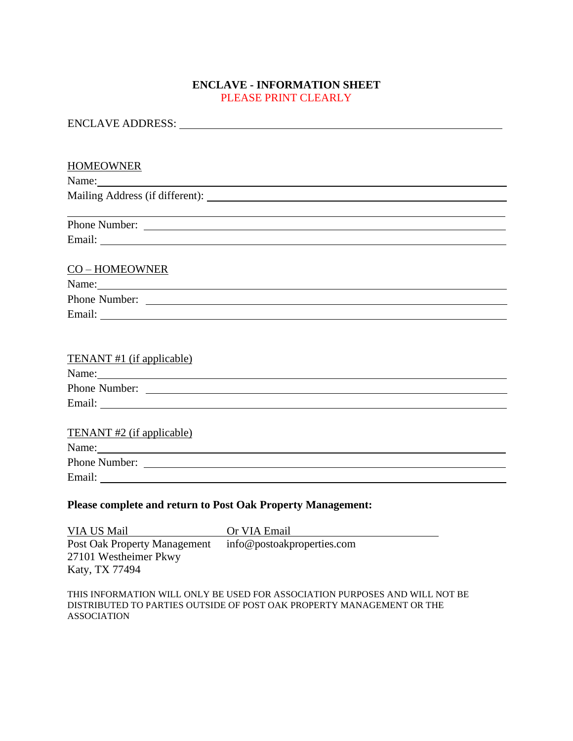**ENCLAVE - INFORMATION SHEET**

PLEASE PRINT CLEARLY

ENCLAVE ADDRESS: ______________________________________________

HOMEOWNER

Name: ______________________________________________

Mailing Address (if different): ______________________________________________

______________________________________________

Phone Number: ______________________________________________

Email: ______________________________________________

CO – HOMEOWNER

Name: ______________________________________________

Phone Number: ______________________________________________

Email: ______________________________________________

TENANT #1 (if applicable)

Name: ______________________________________________

Phone Number: ______________________________________________

Email: ______________________________________________

TENANT #2 (if applicable)

Name: ______________________________________________

Phone Number: ______________________________________________

Email: ______________________________________________

**Please complete and return to Post Oak Property Management:**

| VIA US Mail | Or VIA Email |
| --- | --- |
| Post Oak Property Management<br>27101 Westheimer Pkwy<br>Katy, TX 77494 | info@postoakproperties.com |

THIS INFORMATION WILL ONLY BE USED FOR ASSOCIATION PURPOSES AND WILL NOT BE DISTRIBUTED TO PARTIES OUTSIDE OF POST OAK PROPERTY MANAGEMENT OR THE ASSOCIATION